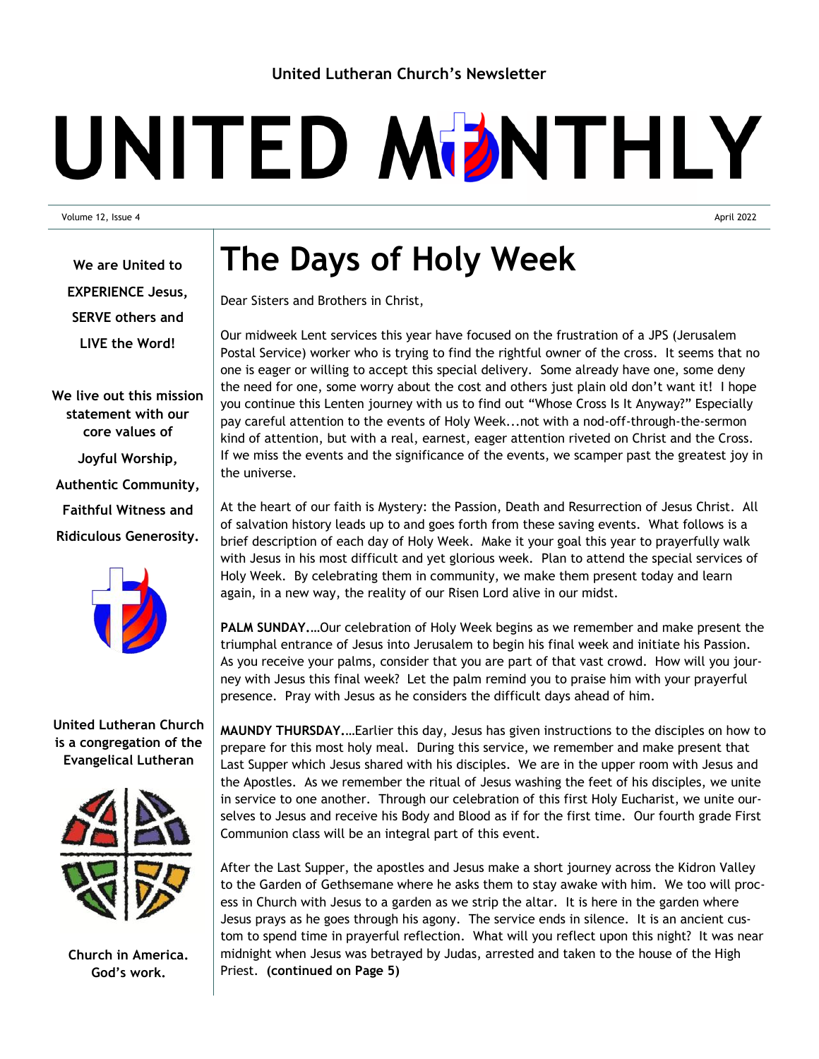United Lutheran Church's Newsletter

# UNITED MONTHLY

Volume 12, Issue 4

April 2022

**We are United to EXPERIENCE Jesus, SERVE others and LIVE the Word!**

**We live out this mission statement with our core values of**

**Joyful Worship,**

**Authentic Community,**

**Faithful Witness and**

**Ridiculous Generosity.**

**United Lutheran Church is a congregation of the Evangelical Lutheran Church in America. God's work.**

# The Days of Holy Week

Dear Sisters and Brothers in Christ,

Our midweek Lent services this year have focused on the frustration of a JPS (Jerusalem Postal Service) worker who is trying to find the rightful owner of the cross. It seems that no one is eager or willing to accept this special delivery. Some already have one, some deny the need for one, some worry about the cost and others just plain old don't want it! I hope you continue this Lenten journey with us to find out "Whose Cross Is It Anyway?" Especially pay careful attention to the events of Holy Week...not with a nod-off-through-the-sermon kind of attention, but with a real, earnest, eager attention riveted on Christ and the Cross. If we miss the events and the significance of the events, we scamper past the greatest joy in the universe.

At the heart of our faith is Mystery: the Passion, Death and Resurrection of Jesus Christ. All of salvation history leads up to and goes forth from these saving events. What follows is a brief description of each day of Holy Week. Make it your goal this year to prayerfully walk with Jesus in his most difficult and yet glorious week. Plan to attend the special services of Holy Week. By celebrating them in community, we make them present today and learn again, in a new way, the reality of our Risen Lord alive in our midst.

**PALM SUNDAY….**Our celebration of Holy Week begins as we remember and make present the triumphal entrance of Jesus into Jerusalem to begin his final week and initiate his Passion. As you receive your palms, consider that you are part of that vast crowd. How will you journey with Jesus this final week? Let the palm remind you to praise him with your prayerful presence. Pray with Jesus as he considers the difficult days ahead of him.

**MAUNDY THURSDAY.…**Earlier this day, Jesus has given instructions to the disciples on how to prepare for this most holy meal. During this service, we remember and make present that Last Supper which Jesus shared with his disciples. We are in the upper room with Jesus and the Apostles. As we remember the ritual of Jesus washing the feet of his disciples, we unite in service to one another. Through our celebration of this first Holy Eucharist, we unite ourselves to Jesus and receive his Body and Blood as if for the first time. Our fourth grade First Communion class will be an integral part of this event.

After the Last Supper, the apostles and Jesus make a short journey across the Kidron Valley to the Garden of Gethsemane where he asks them to stay awake with him. We too will process in Church with Jesus to a garden as we strip the altar. It is here in the garden where Jesus prays as he goes through his agony. The service ends in silence. It is an ancient custom to spend time in prayerful reflection. What will you reflect upon this night? It was near midnight when Jesus was betrayed by Judas, arrested and taken to the house of the High Priest. **(continued on Page 5)**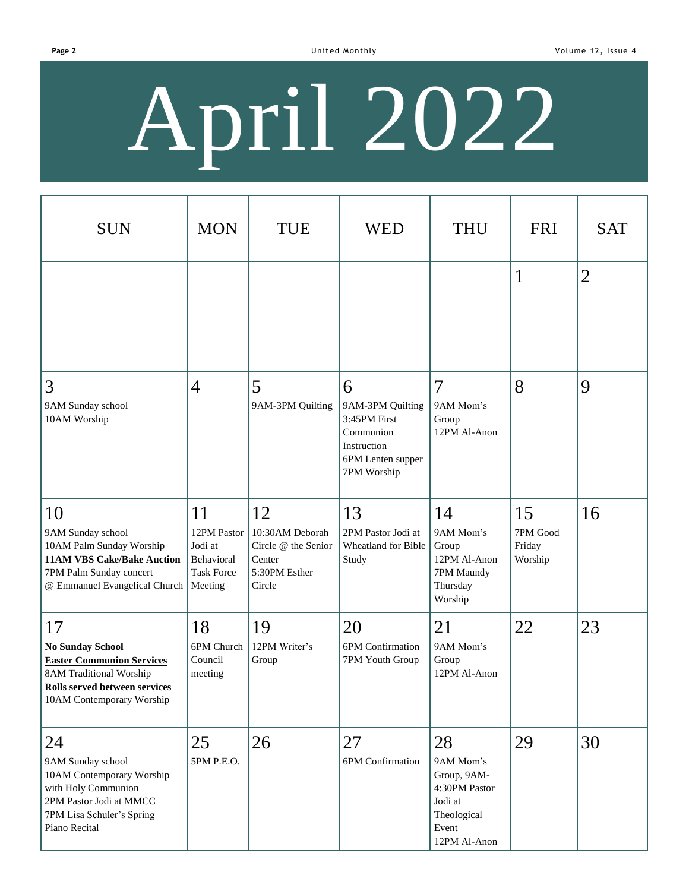# April 2022

| SUN | MON | TUE | WED | THU | FRI | SAT |
|---|---|---|---|---|---|---|
| | | | | | 1 | 2 |
| 3<br>9AM Sunday school<br>10AM Worship | 4 | 5<br>9AM-3PM Quilting | 6<br>9AM-3PM Quilting<br>3:45PM First Communion Instruction<br>6PM Lenten supper<br>7PM Worship | 7<br>9AM Mom's Group<br>12PM Al-Anon | 8 | 9 |
| 10<br>9AM Sunday school<br>10AM Palm Sunday Worship<br>**11AM VBS Cake/Bake Auction**<br>7PM Palm Sunday concert @ Emmanuel Evangelical Church | 11<br>12PM Pastor Jodi at Behavioral Task Force Meeting | 12<br>10:30AM Deborah Circle @ the Senior Center<br>5:30PM Esther Circle | 13<br>2PM Pastor Jodi at Wheatland for Bible Study | 14<br>9AM Mom's Group<br>12PM Al-Anon<br>7PM Maundy Thursday Worship | 15<br>7PM Good Friday Worship | 16 |
| 17<br>**No Sunday School**<br>**Easter Communion Services**<br>8AM Traditional Worship<br>**Rolls served between services**<br>10AM Contemporary Worship | 18<br>6PM Church Council meeting | 19<br>12PM Writer's Group | 20<br>6PM Confirmation<br>7PM Youth Group | 21<br>9AM Mom's Group<br>12PM Al-Anon | 22 | 23 |
| 24<br>9AM Sunday school<br>10AM Contemporary Worship with Holy Communion<br>2PM Pastor Jodi at MMCC<br>7PM Lisa Schuler's Spring Piano Recital | 25<br>5PM P.E.O. | 26 | 27<br>6PM Confirmation | 28<br>9AM Mom's Group, 9AM-4:30PM Pastor Jodi at Theological Event<br>12PM Al-Anon | 29 | 30 |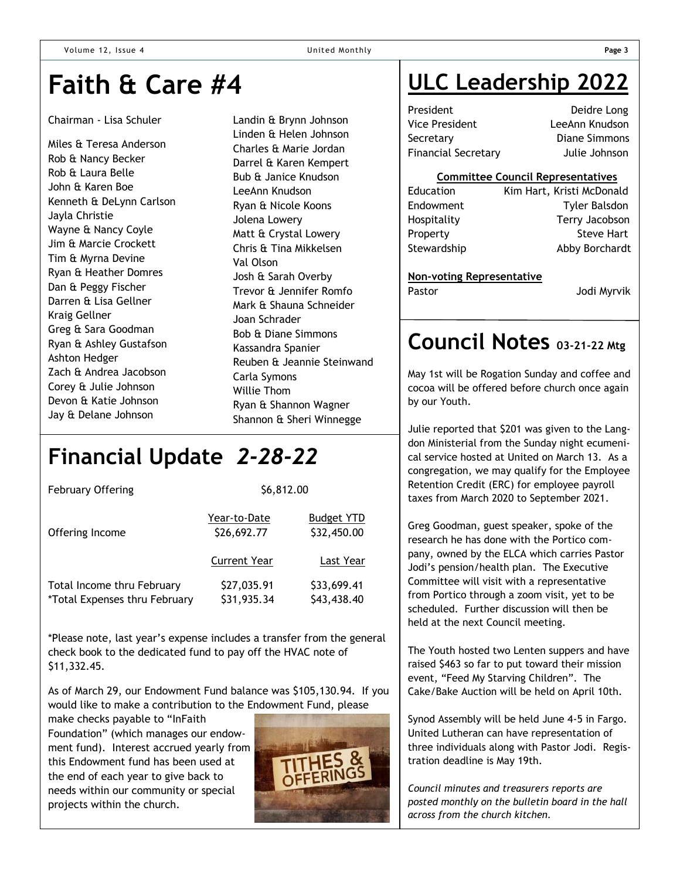# Faith & Care #4

Chairman - Lisa Schuler

Miles & Teresa Anderson
Rob & Nancy Becker
Rob & Laura Belle
John & Karen Boe
Kenneth & DeLynn Carlson
Jayla Christie
Wayne & Nancy Coyle
Jim & Marcie Crockett
Tim & Myrna Devine
Ryan & Heather Domres
Dan & Peggy Fischer
Darren & Lisa Gellner
Kraig Gellner
Greg & Sara Goodman
Ryan & Ashley Gustafson
Ashton Hedger
Zach & Andrea Jacobson
Corey & Julie Johnson
Devon & Katie Johnson
Jay & Delane Johnson
Landin & Brynn Johnson
Linden & Helen Johnson
Charles & Marie Jordan
Darrel & Karen Kempert
Bub & Janice Knudson
LeeAnn Knudson
Ryan & Nicole Koons
Jolena Lowery
Matt & Crystal Lowery
Chris & Tina Mikkelsen
Val Olson
Josh & Sarah Overby
Trevor & Jennifer Romfo
Mark & Shauna Schneider
Joan Schrader
Bob & Diane Simmons
Kassandra Spanier
Reuben & Jeannie Steinwand
Carla Symons
Willie Thom
Ryan & Shannon Wagner
Shannon & Sheri Winnegge

# Financial Update *2-28-22*

| | | |
|---|---|---|
| February Offering | $6,812.00 | |
| | Year-to-Date | Budget YTD |
| Offering Income | $26,692.77 | $32,450.00 |
| | Current Year | Last Year |
| Total Income thru February | $27,035.91 | $33,699.41 |
| *Total Expenses thru February | $31,935.34 | $43,438.40 |

*Please note, last year's expense includes a transfer from the general check book to the dedicated fund to pay off the HVAC note of $11,332.45.

As of March 29, our Endowment Fund balance was $105,130.94. If you would like to make a contribution to the Endowment Fund, please make checks payable to "InFaith Foundation" (which manages our endowment fund). Interest accrued yearly from this Endowment fund has been used at the end of each year to give back to needs within our community or special projects within the church.

# ULC Leadership 2022

| | |
|---|---|
| President | Deidre Long |
| Vice President | LeeAnn Knudson |
| Secretary | Diane Simmons |
| Financial Secretary | Julie Johnson |

**Committee Council Representatives**

| | |
|---|---|
| Education | Kim Hart, Kristi McDonald |
| Endowment | Tyler Balsdon |
| Hospitality | Terry Jacobson |
| Property | Steve Hart |
| Stewardship | Abby Borchardt |

**Non-voting Representative**

Pastor — Jodi Myrvik

# Council Notes 03-21-22 Mtg

May 1st will be Rogation Sunday and coffee and cocoa will be offered before church once again by our Youth.

Julie reported that $201 was given to the Langdon Ministerial from the Sunday night ecumenical service hosted at United on March 13. As a congregation, we may qualify for the Employee Retention Credit (ERC) for employee payroll taxes from March 2020 to September 2021.

Greg Goodman, guest speaker, spoke of the research he has done with the Portico company, owned by the ELCA which carries Pastor Jodi's pension/health plan. The Executive Committee will visit with a representative from Portico through a zoom visit, yet to be scheduled. Further discussion will then be held at the next Council meeting.

The Youth hosted two Lenten suppers and have raised $463 so far to put toward their mission event, "Feed My Starving Children". The Cake/Bake Auction will be held on April 10th.

Synod Assembly will be held June 4-5 in Fargo. United Lutheran can have representation of three individuals along with Pastor Jodi. Registration deadline is May 19th.

*Council minutes and treasurers reports are posted monthly on the bulletin board in the hall across from the church kitchen.*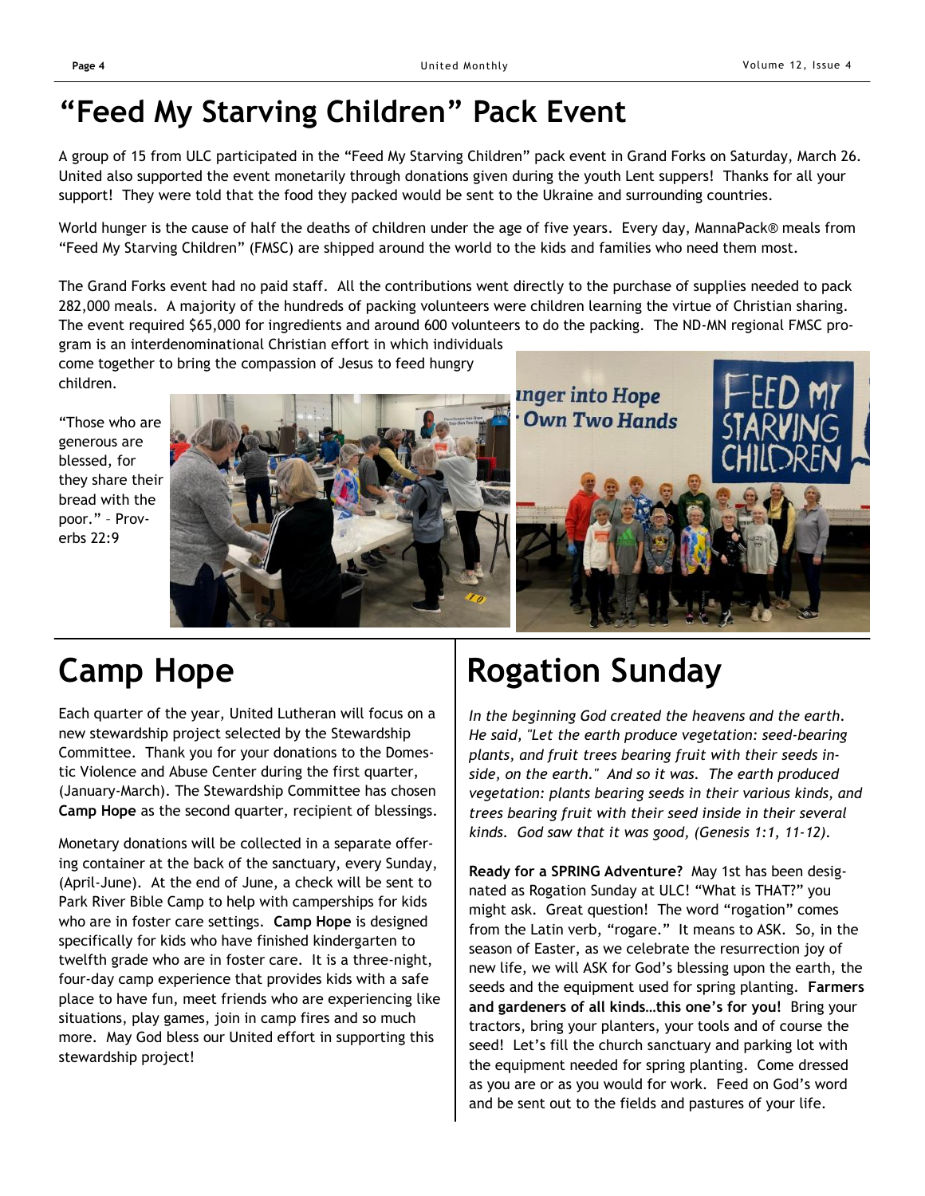# "Feed My Starving Children" Pack Event

A group of 15 from ULC participated in the "Feed My Starving Children" pack event in Grand Forks on Saturday, March 26. United also supported the event monetarily through donations given during the youth Lent suppers! Thanks for all your support! They were told that the food they packed would be sent to the Ukraine and surrounding countries.

World hunger is the cause of half the deaths of children under the age of five years. Every day, MannaPack® meals from "Feed My Starving Children" (FMSC) are shipped around the world to the kids and families who need them most.

The Grand Forks event had no paid staff. All the contributions went directly to the purchase of supplies needed to pack 282,000 meals. A majority of the hundreds of packing volunteers were children learning the virtue of Christian sharing. The event required $65,000 for ingredients and around 600 volunteers to do the packing. The ND-MN regional FMSC program is an interdenominational Christian effort in which individuals come together to bring the compassion of Jesus to feed hungry children.

"Those who are generous are blessed, for they share their bread with the poor." – Proverbs 22:9

# Camp Hope

Each quarter of the year, United Lutheran will focus on a new stewardship project selected by the Stewardship Committee. Thank you for your donations to the Domestic Violence and Abuse Center during the first quarter, (January-March). The Stewardship Committee has chosen **Camp Hope** as the second quarter, recipient of blessings.

Monetary donations will be collected in a separate offering container at the back of the sanctuary, every Sunday, (April-June). At the end of June, a check will be sent to Park River Bible Camp to help with camperships for kids who are in foster care settings. **Camp Hope** is designed specifically for kids who have finished kindergarten to twelfth grade who are in foster care. It is a three-night, four-day camp experience that provides kids with a safe place to have fun, meet friends who are experiencing like situations, play games, join in camp fires and so much more. May God bless our United effort in supporting this stewardship project!

# Rogation Sunday

*In the beginning God created the heavens and the earth. He said, "Let the earth produce vegetation: seed-bearing plants, and fruit trees bearing fruit with their seeds inside, on the earth." And so it was. The earth produced vegetation: plants bearing seeds in their various kinds, and trees bearing fruit with their seed inside in their several kinds. God saw that it was good, (Genesis 1:1, 11-12).*

**Ready for a SPRING Adventure?** May 1st has been designated as Rogation Sunday at ULC! "What is THAT?" you might ask. Great question! The word "rogation" comes from the Latin verb, "rogare." It means to ASK. So, in the season of Easter, as we celebrate the resurrection joy of new life, we will ASK for God's blessing upon the earth, the seeds and the equipment used for spring planting. **Farmers and gardeners of all kinds…this one's for you!** Bring your tractors, bring your planters, your tools and of course the seed! Let's fill the church sanctuary and parking lot with the equipment needed for spring planting. Come dressed as you are or as you would for work. Feed on God's word and be sent out to the fields and pastures of your life.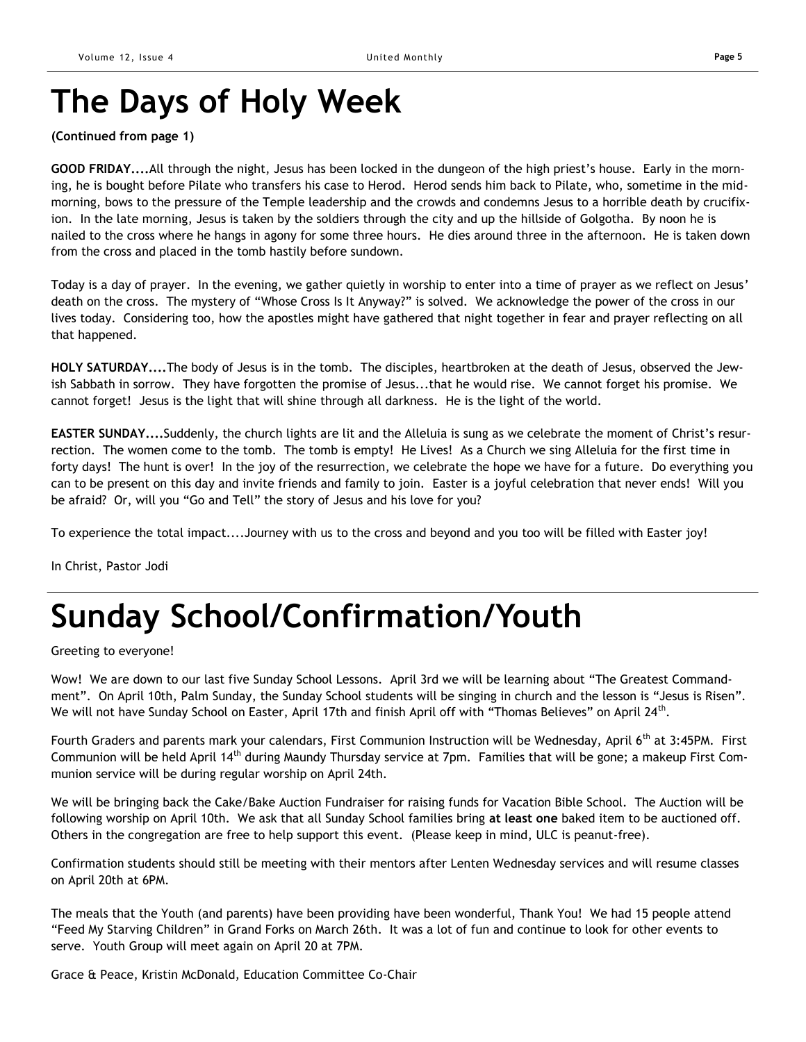# The Days of Holy Week

**(Continued from page 1)**

**GOOD FRIDAY....**All through the night, Jesus has been locked in the dungeon of the high priest's house. Early in the morning, he is bought before Pilate who transfers his case to Herod. Herod sends him back to Pilate, who, sometime in the mid-morning, bows to the pressure of the Temple leadership and the crowds and condemns Jesus to a horrible death by crucifixion. In the late morning, Jesus is taken by the soldiers through the city and up the hillside of Golgotha. By noon he is nailed to the cross where he hangs in agony for some three hours. He dies around three in the afternoon. He is taken down from the cross and placed in the tomb hastily before sundown.

Today is a day of prayer. In the evening, we gather quietly in worship to enter into a time of prayer as we reflect on Jesus' death on the cross. The mystery of "Whose Cross Is It Anyway?" is solved. We acknowledge the power of the cross in our lives today. Considering too, how the apostles might have gathered that night together in fear and prayer reflecting on all that happened.

**HOLY SATURDAY....**The body of Jesus is in the tomb. The disciples, heartbroken at the death of Jesus, observed the Jewish Sabbath in sorrow. They have forgotten the promise of Jesus...that he would rise. We cannot forget his promise. We cannot forget! Jesus is the light that will shine through all darkness. He is the light of the world.

**EASTER SUNDAY....**Suddenly, the church lights are lit and the Alleluia is sung as we celebrate the moment of Christ's resurrection. The women come to the tomb. The tomb is empty! He Lives! As a Church we sing Alleluia for the first time in forty days! The hunt is over! In the joy of the resurrection, we celebrate the hope we have for a future. Do everything you can to be present on this day and invite friends and family to join. Easter is a joyful celebration that never ends! Will you be afraid? Or, will you "Go and Tell" the story of Jesus and his love for you?

To experience the total impact....Journey with us to the cross and beyond and you too will be filled with Easter joy!

In Christ, Pastor Jodi

# Sunday School/Confirmation/Youth

Greeting to everyone!

Wow! We are down to our last five Sunday School Lessons. April 3rd we will be learning about "The Greatest Commandment". On April 10th, Palm Sunday, the Sunday School students will be singing in church and the lesson is "Jesus is Risen". We will not have Sunday School on Easter, April 17th and finish April off with "Thomas Believes" on April 24th.

Fourth Graders and parents mark your calendars, First Communion Instruction will be Wednesday, April 6th at 3:45PM. First Communion will be held April 14th during Maundy Thursday service at 7pm. Families that will be gone; a makeup First Communion service will be during regular worship on April 24th.

We will be bringing back the Cake/Bake Auction Fundraiser for raising funds for Vacation Bible School. The Auction will be following worship on April 10th. We ask that all Sunday School families bring **at least one** baked item to be auctioned off. Others in the congregation are free to help support this event. (Please keep in mind, ULC is peanut-free).

Confirmation students should still be meeting with their mentors after Lenten Wednesday services and will resume classes on April 20th at 6PM.

The meals that the Youth (and parents) have been providing have been wonderful, Thank You! We had 15 people attend "Feed My Starving Children" in Grand Forks on March 26th. It was a lot of fun and continue to look for other events to serve. Youth Group will meet again on April 20 at 7PM.

Grace & Peace, Kristin McDonald, Education Committee Co-Chair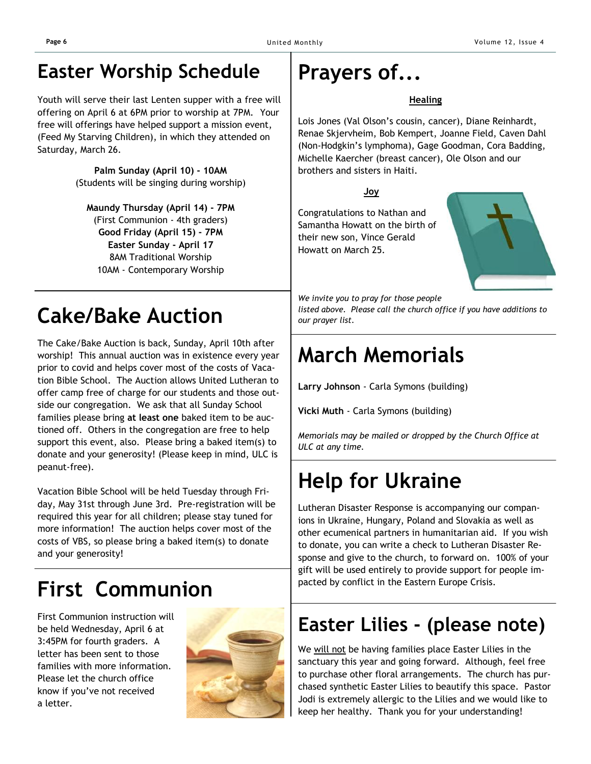# Easter Worship Schedule

Youth will serve their last Lenten supper with a free will offering on April 6 at 6PM prior to worship at 7PM. Your free will offerings have helped support a mission event, (Feed My Starving Children), in which they attended on Saturday, March 26.

**Palm Sunday (April 10) - 10AM**
(Students will be singing during worship)

**Maundy Thursday (April 14) - 7PM**
(First Communion - 4th graders)
**Good Friday (April 15) - 7PM**
**Easter Sunday - April 17**
8AM Traditional Worship
10AM - Contemporary Worship

# Cake/Bake Auction

The Cake/Bake Auction is back, Sunday, April 10th after worship! This annual auction was in existence every year prior to covid and helps cover most of the costs of Vacation Bible School. The Auction allows United Lutheran to offer camp free of charge for our students and those outside our congregation. We ask that all Sunday School families please bring **at least one** baked item to be auctioned off. Others in the congregation are free to help support this event, also. Please bring a baked item(s) to donate and your generosity! (Please keep in mind, ULC is peanut-free).

Vacation Bible School will be held Tuesday through Friday, May 31st through June 3rd. Pre-registration will be required this year for all children; please stay tuned for more information! The auction helps cover most of the costs of VBS, so please bring a baked item(s) to donate and your generosity!

# First Communion

First Communion instruction will be held Wednesday, April 6 at 3:45PM for fourth graders. A letter has been sent to those families with more information. Please let the church office know if you've not received a letter.

# Prayers of...

**Healing**

Lois Jones (Val Olson's cousin, cancer), Diane Reinhardt, Renae Skjervheim, Bob Kempert, Joanne Field, Caven Dahl (Non-Hodgkin's lymphoma), Gage Goodman, Cora Badding, Michelle Kaercher (breast cancer), Ole Olson and our brothers and sisters in Haiti.

**Joy**

Congratulations to Nathan and Samantha Howatt on the birth of their new son, Vince Gerald Howatt on March 25.

*We invite you to pray for those people listed above. Please call the church office if you have additions to our prayer list.*

# March Memorials

**Larry Johnson** - Carla Symons (building)

**Vicki Muth** - Carla Symons (building)

*Memorials may be mailed or dropped by the Church Office at ULC at any time.*

# Help for Ukraine

Lutheran Disaster Response is accompanying our companions in Ukraine, Hungary, Poland and Slovakia as well as other ecumenical partners in humanitarian aid. If you wish to donate, you can write a check to Lutheran Disaster Response and give to the church, to forward on. 100% of your gift will be used entirely to provide support for people impacted by conflict in the Eastern Europe Crisis.

# Easter Lilies - (please note)

We will not be having families place Easter Lilies in the sanctuary this year and going forward. Although, feel free to purchase other floral arrangements. The church has purchased synthetic Easter Lilies to beautify this space. Pastor Jodi is extremely allergic to the Lilies and we would like to keep her healthy. Thank you for your understanding!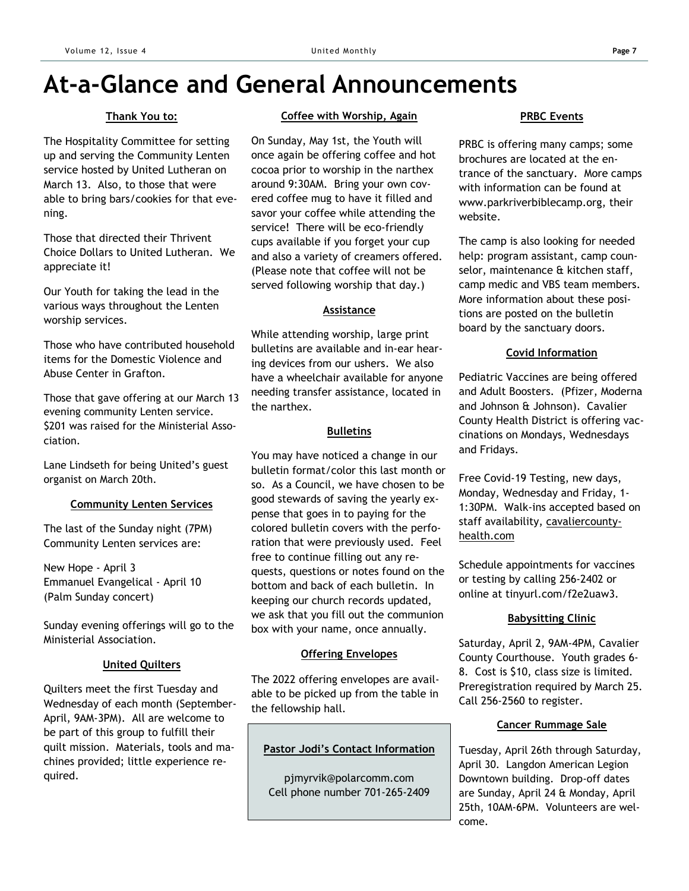# At-a-Glance and General Announcements

### Thank You to:

The Hospitality Committee for setting up and serving the Community Lenten service hosted by United Lutheran on March 13. Also, to those that were able to bring bars/cookies for that evening.

Those that directed their Thrivent Choice Dollars to United Lutheran. We appreciate it!

Our Youth for taking the lead in the various ways throughout the Lenten worship services.

Those who have contributed household items for the Domestic Violence and Abuse Center in Grafton.

Those that gave offering at our March 13 evening community Lenten service. $201 was raised for the Ministerial Association.

Lane Lindseth for being United's guest organist on March 20th.

### Community Lenten Services

The last of the Sunday night (7PM) Community Lenten services are:

New Hope - April 3
Emmanuel Evangelical - April 10 (Palm Sunday concert)

Sunday evening offerings will go to the Ministerial Association.

### United Quilters

Quilters meet the first Tuesday and Wednesday of each month (September-April, 9AM-3PM). All are welcome to be part of this group to fulfill their quilt mission. Materials, tools and machines provided; little experience required.

### Coffee with Worship, Again

On Sunday, May 1st, the Youth will once again be offering coffee and hot cocoa prior to worship in the narthex around 9:30AM. Bring your own covered coffee mug to have it filled and savor your coffee while attending the service! There will be eco-friendly cups available if you forget your cup and also a variety of creamers offered. (Please note that coffee will not be served following worship that day.)

### Assistance

While attending worship, large print bulletins are available and in-ear hearing devices from our ushers. We also have a wheelchair available for anyone needing transfer assistance, located in the narthex.

### Bulletins

You may have noticed a change in our bulletin format/color this last month or so. As a Council, we have chosen to be good stewards of saving the yearly expense that goes in to paying for the colored bulletin covers with the perforation that were previously used. Feel free to continue filling out any requests, questions or notes found on the bottom and back of each bulletin. In keeping our church records updated, we ask that you fill out the communion box with your name, once annually.

### Offering Envelopes

The 2022 offering envelopes are available to be picked up from the table in the fellowship hall.

### Pastor Jodi's Contact Information

pjmyrvik@polarcomm.com
Cell phone number 701-265-2409

### PRBC Events

PRBC is offering many camps; some brochures are located at the entrance of the sanctuary. More camps with information can be found at www.parkriverbiblecamp.org, their website.

The camp is also looking for needed help: program assistant, camp counselor, maintenance & kitchen staff, camp medic and VBS team members. More information about these positions are posted on the bulletin board by the sanctuary doors.

### Covid Information

Pediatric Vaccines are being offered and Adult Boosters. (Pfizer, Moderna and Johnson & Johnson). Cavalier County Health District is offering vaccinations on Mondays, Wednesdays and Fridays.

Free Covid-19 Testing, new days, Monday, Wednesday and Friday, 1-1:30PM. Walk-ins accepted based on staff availability, cavaliercounty-health.com

Schedule appointments for vaccines or testing by calling 256-2402 or online at tinyurl.com/f2e2uaw3.

### Babysitting Clinic

Saturday, April 2, 9AM-4PM, Cavalier County Courthouse. Youth grades 6-8. Cost is $10, class size is limited. Preregistration required by March 25. Call 256-2560 to register.

### Cancer Rummage Sale

Tuesday, April 26th through Saturday, April 30. Langdon American Legion Downtown building. Drop-off dates are Sunday, April 24 & Monday, April 25th, 10AM-6PM. Volunteers are welcome.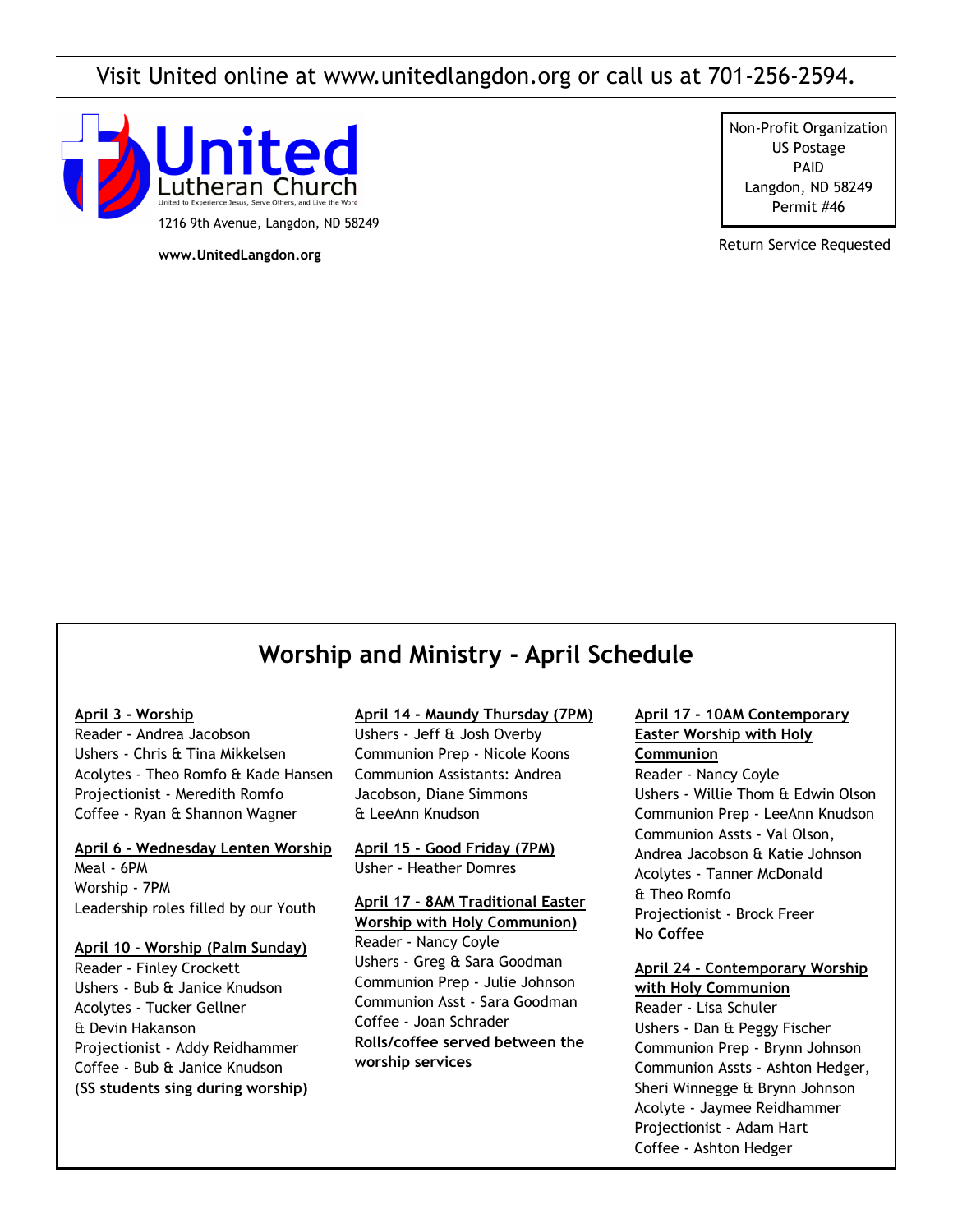Visit United online at www.unitedlangdon.org or call us at 701-256-2594.

United Lutheran Church
United to Experience Jesus, Serve Others, and Live the Word

1216 9th Avenue, Langdon, ND 58249

**www.UnitedLangdon.org**

Non-Profit Organization
US Postage
PAID
Langdon, ND 58249
Permit #46

Return Service Requested

## Worship and Ministry - April Schedule

**April 3 - Worship**
Reader - Andrea Jacobson
Ushers - Chris & Tina Mikkelsen
Acolytes - Theo Romfo & Kade Hansen
Projectionist - Meredith Romfo
Coffee - Ryan & Shannon Wagner

**April 6 - Wednesday Lenten Worship**
Meal - 6PM
Worship - 7PM
Leadership roles filled by our Youth

**April 10 - Worship (Palm Sunday)**
Reader - Finley Crockett
Ushers - Bub & Janice Knudson
Acolytes - Tucker Gellner & Devin Hakanson
Projectionist - Addy Reidhammer
Coffee - Bub & Janice Knudson
(**SS students sing during worship)**

**April 14 - Maundy Thursday (7PM)**
Ushers - Jeff & Josh Overby
Communion Prep - Nicole Koons
Communion Assistants: Andrea Jacobson, Diane Simmons & LeeAnn Knudson

**April 15 - Good Friday (7PM)**
Usher - Heather Domres

**April 17 - 8AM Traditional Easter Worship with Holy Communion)**
Reader - Nancy Coyle
Ushers - Greg & Sara Goodman
Communion Prep - Julie Johnson
Communion Asst - Sara Goodman
Coffee - Joan Schrader
**Rolls/coffee served between the worship services**

**April 17 - 10AM Contemporary Easter Worship with Holy Communion**
Reader - Nancy Coyle
Ushers - Willie Thom & Edwin Olson
Communion Prep - LeeAnn Knudson
Communion Assts - Val Olson, Andrea Jacobson & Katie Johnson
Acolytes - Tanner McDonald & Theo Romfo
Projectionist - Brock Freer
**No Coffee**

**April 24 - Contemporary Worship with Holy Communion**
Reader - Lisa Schuler
Ushers - Dan & Peggy Fischer
Communion Prep - Brynn Johnson
Communion Assts - Ashton Hedger, Sheri Winnegge & Brynn Johnson
Acolyte - Jaymee Reidhammer
Projectionist - Adam Hart
Coffee - Ashton Hedger